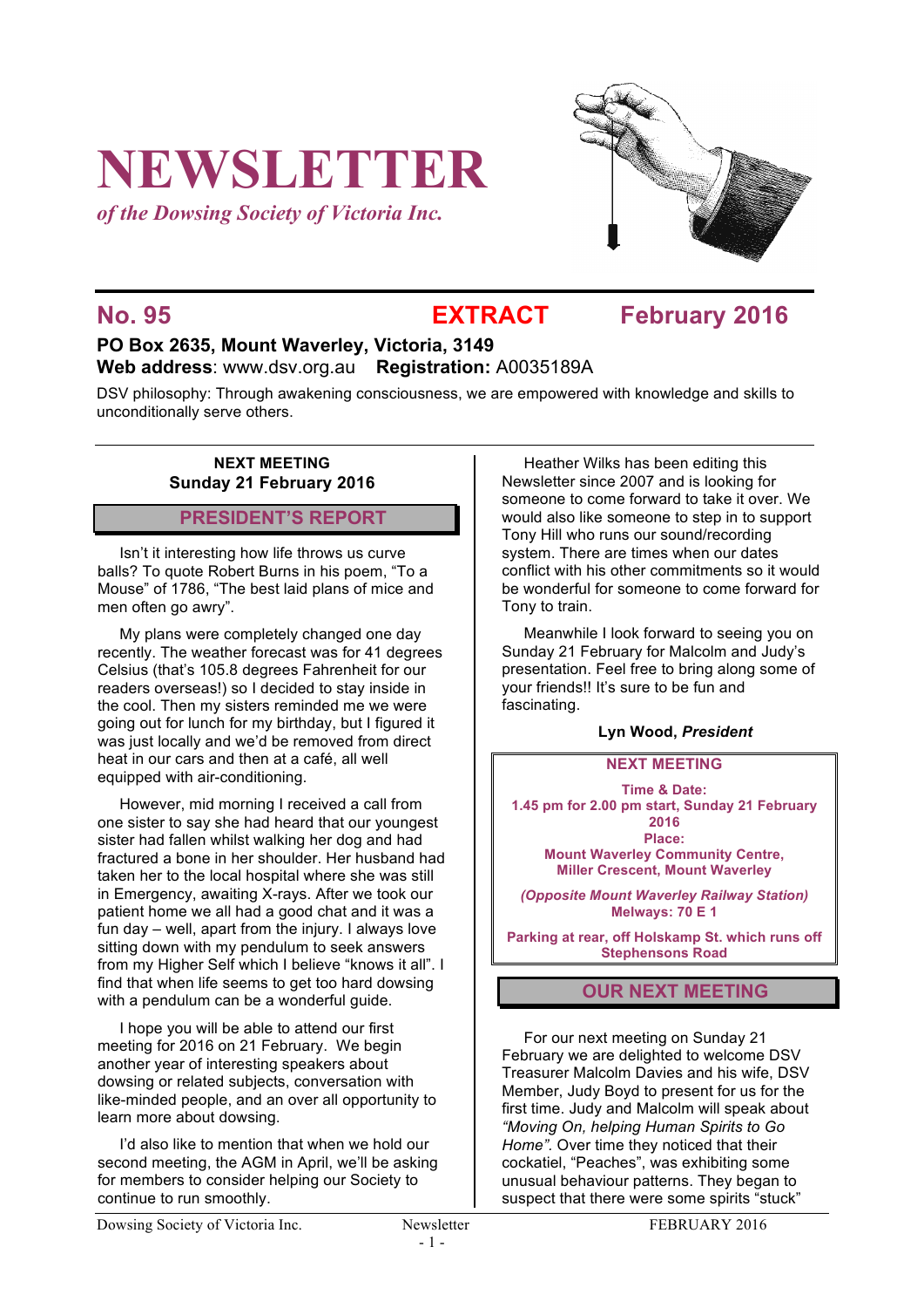# NEWSLETTER

*of the Dowsing Society of Victoria Inc.*

## No. 95 EXTRACT February 2016

**PO Box 2635, Mount Waverley, Victoria, 3149**
**Web address**: www.dsv.org.au **Registration:** A0035189A

DSV philosophy: Through awakening consciousness, we are empowered with knowledge and skills to unconditionally serve others.

**NEXT MEETING**
**Sunday 21 February 2016**

## PRESIDENT'S REPORT

Isn't it interesting how life throws us curve balls? To quote Robert Burns in his poem, "To a Mouse" of 1786, "The best laid plans of mice and men often go awry".

My plans were completely changed one day recently. The weather forecast was for 41 degrees Celsius (that's 105.8 degrees Fahrenheit for our readers overseas!) so I decided to stay inside in the cool. Then my sisters reminded me we were going out for lunch for my birthday, but I figured it was just locally and we'd be removed from direct heat in our cars and then at a café, all well equipped with air-conditioning.

However, mid morning I received a call from one sister to say she had heard that our youngest sister had fallen whilst walking her dog and had fractured a bone in her shoulder. Her husband had taken her to the local hospital where she was still in Emergency, awaiting X-rays. After we took our patient home we all had a good chat and it was a fun day – well, apart from the injury. I always love sitting down with my pendulum to seek answers from my Higher Self which I believe "knows it all". I find that when life seems to get too hard dowsing with a pendulum can be a wonderful guide.

I hope you will be able to attend our first meeting for 2016 on 21 February. We begin another year of interesting speakers about dowsing or related subjects, conversation with like-minded people, and an over all opportunity to learn more about dowsing.

I'd also like to mention that when we hold our second meeting, the AGM in April, we'll be asking for members to consider helping our Society to continue to run smoothly.

Heather Wilks has been editing this Newsletter since 2007 and is looking for someone to come forward to take it over. We would also like someone to step in to support Tony Hill who runs our sound/recording system. There are times when our dates conflict with his other commitments so it would be wonderful for someone to come forward for Tony to train.

Meanwhile I look forward to seeing you on Sunday 21 February for Malcolm and Judy's presentation. Feel free to bring along some of your friends!! It's sure to be fun and fascinating.

**Lyn Wood, *President***

**NEXT MEETING**

**Time & Date:**
**1.45 pm for 2.00 pm start, Sunday 21 February 2016**
**Place:**
**Mount Waverley Community Centre, Miller Crescent, Mount Waverley**

***(Opposite Mount Waverley Railway Station)***
**Melways: 70 E 1**

**Parking at rear, off Holskamp St. which runs off Stephensons Road**

## OUR NEXT MEETING

For our next meeting on Sunday 21 February we are delighted to welcome DSV Treasurer Malcolm Davies and his wife, DSV Member, Judy Boyd to present for us for the first time. Judy and Malcolm will speak about *"Moving On, helping Human Spirits to Go Home"*. Over time they noticed that their cockatiel, "Peaches", was exhibiting some unusual behaviour patterns. They began to suspect that there were some spirits "stuck"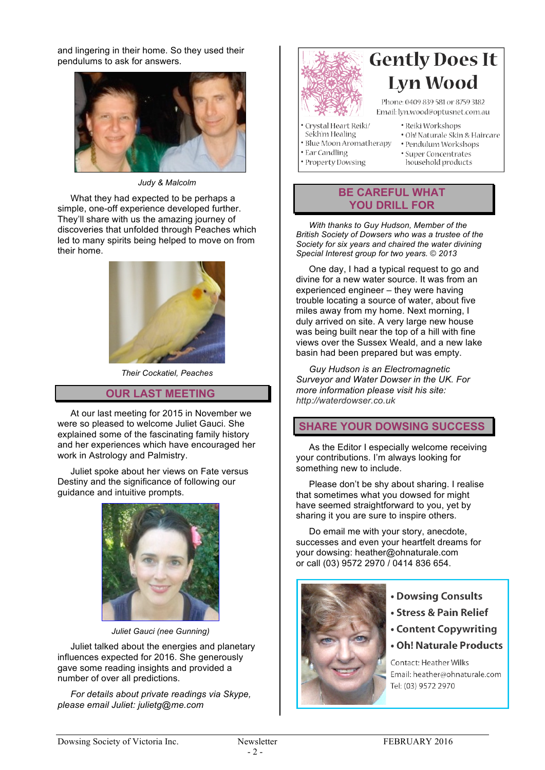and lingering in their home. So they used their pendulums to ask for answers.

*Judy & Malcolm*

What they had expected to be perhaps a simple, one-off experience developed further. They'll share with us the amazing journey of discoveries that unfolded through Peaches which led to many spirits being helped to move on from their home.

*Their Cockatiel, Peaches*

## OUR LAST MEETING

At our last meeting for 2015 in November we were so pleased to welcome Juliet Gauci. She explained some of the fascinating family history and her experiences which have encouraged her work in Astrology and Palmistry.

Juliet spoke about her views on Fate versus Destiny and the significance of following our guidance and intuitive prompts.

*Juliet Gauci (nee Gunning)*

Juliet talked about the energies and planetary influences expected for 2016. She generously gave some reading insights and provided a number of over all predictions.

*For details about private readings via Skype, please email Juliet: julietg@me.com*

**Gently Does It**
**Lyn Wood**

Phone: 0409 839 581 or 8759 3182
Email: lyn.wood@optusnet.com.au

- Crystal Heart Reiki/ Sekh'm Healing
- Blue Moon Aromatherapy
- Ear Candling
- Property Dowsing
- Reiki Workshops
- Oh! Naturale Skin & Haircare
- Pendulum Workshops
- Super Concentrates household products

## BE CAREFUL WHAT YOU DRILL FOR

*With thanks to Guy Hudson, Member of the British Society of Dowsers who was a trustee of the Society for six years and chaired the water divining Special Interest group for two years. © 2013*

One day, I had a typical request to go and divine for a new water source. It was from an experienced engineer – they were having trouble locating a source of water, about five miles away from my home. Next morning, I duly arrived on site. A very large new house was being built near the top of a hill with fine views over the Sussex Weald, and a new lake basin had been prepared but was empty.

*Guy Hudson is an Electromagnetic Surveyor and Water Dowser in the UK. For more information please visit his site: http://waterdowser.co.uk*

## SHARE YOUR DOWSING SUCCESS

As the Editor I especially welcome receiving your contributions. I'm always looking for something new to include.

Please don't be shy about sharing. I realise that sometimes what you dowsed for might have seemed straightforward to you, yet by sharing it you are sure to inspire others.

Do email me with your story, anecdote, successes and even your heartfelt dreams for your dowsing: heather@ohnaturale.com or call (03) 9572 2970 / 0414 836 654.

- **Dowsing Consults**
- **Stress & Pain Relief**
- **Content Copywriting**
- **Oh! Naturale Products**

Contact: Heather Wilks
Email: heather@ohnaturale.com
Tel: (03) 9572 2970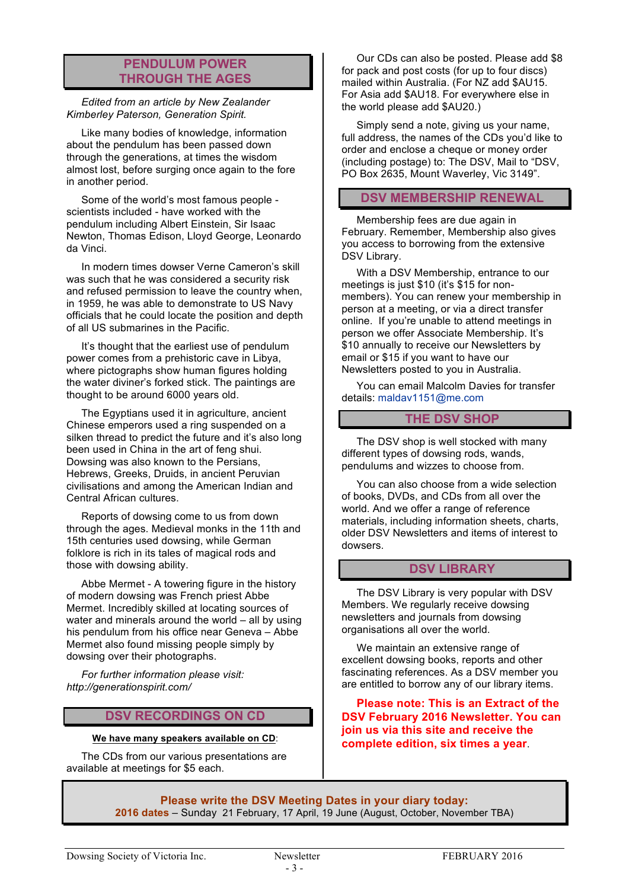## PENDULUM POWER THROUGH THE AGES

*Edited from an article by New Zealander Kimberley Paterson, Generation Spirit.*

Like many bodies of knowledge, information about the pendulum has been passed down through the generations, at times the wisdom almost lost, before surging once again to the fore in another period.

Some of the world's most famous people - scientists included - have worked with the pendulum including Albert Einstein, Sir Isaac Newton, Thomas Edison, Lloyd George, Leonardo da Vinci.

In modern times dowser Verne Cameron's skill was such that he was considered a security risk and refused permission to leave the country when, in 1959, he was able to demonstrate to US Navy officials that he could locate the position and depth of all US submarines in the Pacific.

It's thought that the earliest use of pendulum power comes from a prehistoric cave in Libya, where pictographs show human figures holding the water diviner's forked stick. The paintings are thought to be around 6000 years old.

The Egyptians used it in agriculture, ancient Chinese emperors used a ring suspended on a silken thread to predict the future and it's also long been used in China in the art of feng shui. Dowsing was also known to the Persians, Hebrews, Greeks, Druids, in ancient Peruvian civilisations and among the American Indian and Central African cultures.

Reports of dowsing come to us from down through the ages. Medieval monks in the 11th and 15th centuries used dowsing, while German folklore is rich in its tales of magical rods and those with dowsing ability.

Abbe Mermet - A towering figure in the history of modern dowsing was French priest Abbe Mermet. Incredibly skilled at locating sources of water and minerals around the world – all by using his pendulum from his office near Geneva – Abbe Mermet also found missing people simply by dowsing over their photographs.

*For further information please visit: http://generationspirit.com/*

## DSV RECORDINGS ON CD

**We have many speakers available on CD**:

The CDs from our various presentations are available at meetings for $5 each.

Our CDs can also be posted. Please add $8 for pack and post costs (for up to four discs) mailed within Australia. (For NZ add $AU15. For Asia add $AU18. For everywhere else in the world please add $AU20.)

Simply send a note, giving us your name, full address, the names of the CDs you'd like to order and enclose a cheque or money order (including postage) to: The DSV, Mail to "DSV, PO Box 2635, Mount Waverley, Vic 3149".

## DSV MEMBERSHIP RENEWAL

Membership fees are due again in February. Remember, Membership also gives you access to borrowing from the extensive DSV Library.

With a DSV Membership, entrance to our meetings is just $10 (it's $15 for non-members). You can renew your membership in person at a meeting, or via a direct transfer online. If you're unable to attend meetings in person we offer Associate Membership. It's $10 annually to receive our Newsletters by email or $15 if you want to have our Newsletters posted to you in Australia.

You can email Malcolm Davies for transfer details: maldav1151@me.com

## THE DSV SHOP

The DSV shop is well stocked with many different types of dowsing rods, wands, pendulums and wizzes to choose from.

You can also choose from a wide selection of books, DVDs, and CDs from all over the world. And we offer a range of reference materials, including information sheets, charts, older DSV Newsletters and items of interest to dowsers.

## DSV LIBRARY

The DSV Library is very popular with DSV Members. We regularly receive dowsing newsletters and journals from dowsing organisations all over the world.

We maintain an extensive range of excellent dowsing books, reports and other fascinating references. As a DSV member you are entitled to borrow any of our library items.

**Please note: This is an Extract of the DSV February 2016 Newsletter. You can join us via this site and receive the complete edition, six times a year**.

**Please write the DSV Meeting Dates in your diary today:**
**2016 dates** – Sunday 21 February, 17 April, 19 June (August, October, November TBA)